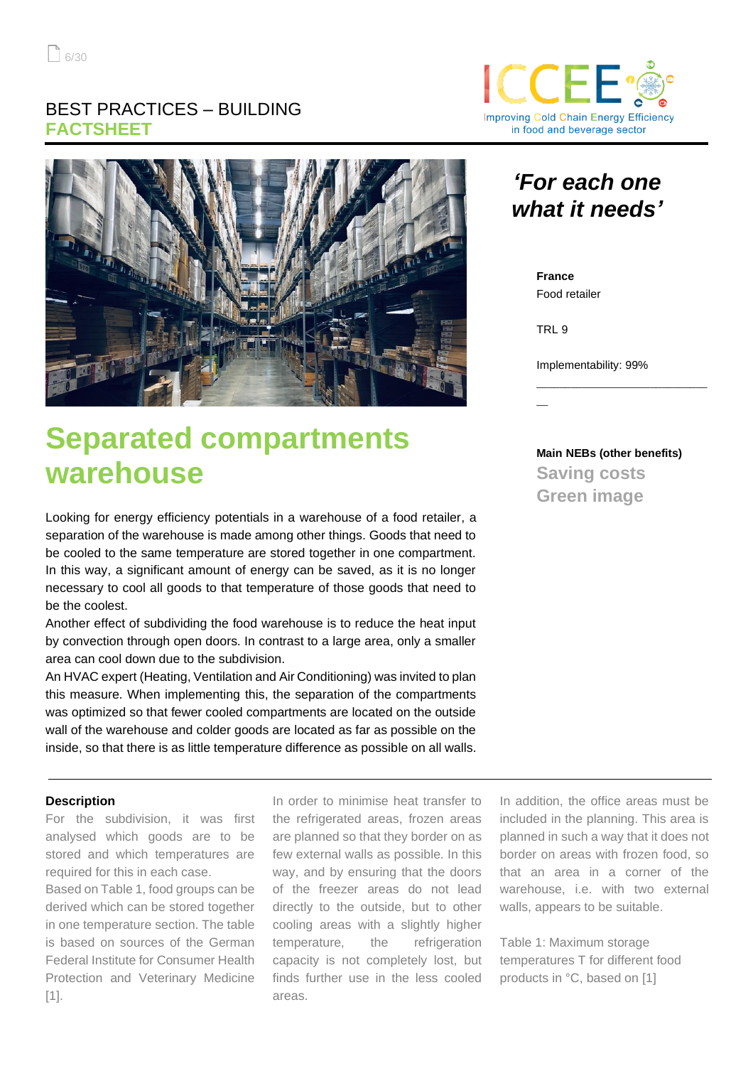BEST PRACTICES – BUILDING
**FACTSHEET**

Improving Cold Chain Energy Efficiency in food and beverage sector

# Separated compartments warehouse

### *'For each one what it needs'*

**France**
Food retailer

TRL 9

Implementability: 99%

**Main NEBs (other benefits)**
**Saving costs**
**Green image**

Looking for energy efficiency potentials in a warehouse of a food retailer, a separation of the warehouse is made among other things. Goods that need to be cooled to the same temperature are stored together in one compartment. In this way, a significant amount of energy can be saved, as it is no longer necessary to cool all goods to that temperature of those goods that need to be the coolest.

Another effect of subdividing the food warehouse is to reduce the heat input by convection through open doors. In contrast to a large area, only a smaller area can cool down due to the subdivision.

An HVAC expert (Heating, Ventilation and Air Conditioning) was invited to plan this measure. When implementing this, the separation of the compartments was optimized so that fewer cooled compartments are located on the outside wall of the warehouse and colder goods are located as far as possible on the inside, so that there is as little temperature difference as possible on all walls.

## Description

For the subdivision, it was first analysed which goods are to be stored and which temperatures are required for this in each case.

Based on Table 1, food groups can be derived which can be stored together in one temperature section. The table is based on sources of the German Federal Institute for Consumer Health Protection and Veterinary Medicine [1].

In order to minimise heat transfer to the refrigerated areas, frozen areas are planned so that they border on as few external walls as possible. In this way, and by ensuring that the doors of the freezer areas do not lead directly to the outside, but to other cooling areas with a slightly higher temperature, the refrigeration capacity is not completely lost, but finds further use in the less cooled areas.

In addition, the office areas must be included in the planning. This area is planned in such a way that it does not border on areas with frozen food, so that an area in a corner of the warehouse, i.e. with two external walls, appears to be suitable.

Table 1: Maximum storage temperatures T for different food products in °C, based on [1]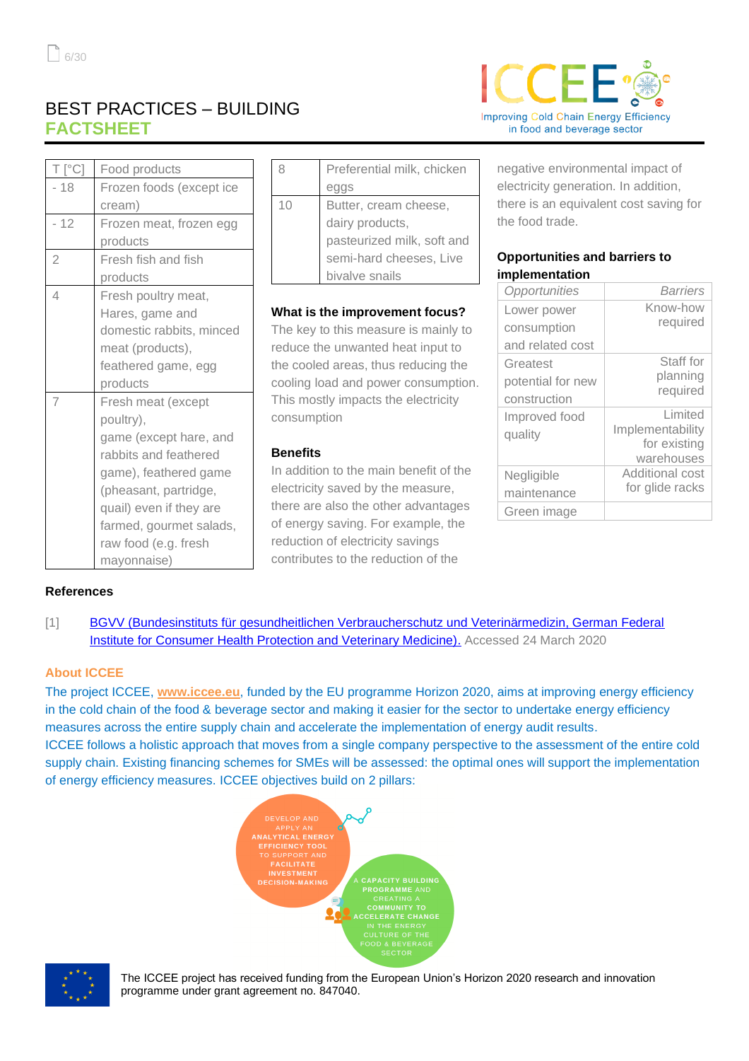# BEST PRACTICES – BUILDING
## FACTSHEET

| T [°C] | Food products |
|---|---|
| - 18 | Frozen foods (except ice cream) |
| - 12 | Frozen meat, frozen egg products |
| 2 | Fresh fish and fish products |
| 4 | Fresh poultry meat, Hares, game and domestic rabbits, minced meat (products), feathered game, egg products |
| 7 | Fresh meat (except poultry), game (except hare, and rabbits and feathered game), feathered game (pheasant, partridge, quail) even if they are farmed, gourmet salads, raw food (e.g. fresh mayonnaise) |
| 8 | Preferential milk, chicken eggs |
| 10 | Butter, cream cheese, dairy products, pasteurized milk, soft and semi-hard cheeses, Live bivalve snails |

### What is the improvement focus?

The key to this measure is mainly to reduce the unwanted heat input to the cooled areas, thus reducing the cooling load and power consumption. This mostly impacts the electricity consumption

### Benefits

In addition to the main benefit of the electricity saved by the measure, there are also the other advantages of energy saving. For example, the reduction of electricity savings contributes to the reduction of the negative environmental impact of electricity generation. In addition, there is an equivalent cost saving for the food trade.

### Opportunities and barriers to implementation

| *Opportunities* | *Barriers* |
|---|---|
| Lower power consumption and related cost | Know-how required |
| Greatest potential for new construction | Staff for planning required |
| Improved food quality | Limited Implementability for existing warehouses |
| Negligible maintenance | Additional cost for glide racks |
| Green image | |

### References

[1] BGVV (Bundesinstituts für gesundheitlichen Verbraucherschutz und Veterinärmedizin, German Federal Institute for Consumer Health Protection and Veterinary Medicine). Accessed 24 March 2020

### About ICCEE

The project ICCEE, **www.iccee.eu**, funded by the EU programme Horizon 2020, aims at improving energy efficiency in the cold chain of the food & beverage sector and making it easier for the sector to undertake energy efficiency measures across the entire supply chain and accelerate the implementation of energy audit results.

ICCEE follows a holistic approach that moves from a single company perspective to the assessment of the entire cold supply chain. Existing financing schemes for SMEs will be assessed: the optimal ones will support the implementation of energy efficiency measures. ICCEE objectives build on 2 pillars:

DEVELOP AND APPLY AN ANALYTICAL ENERGY EFFICIENCY TOOL TO SUPPORT AND FACILITATE INVESTMENT DECISION-MAKING

A CAPACITY BUILDING PROGRAMME AND CREATING A COMMUNITY TO ACCELERATE CHANGE IN THE ENERGY CULTURE OF THE FOOD & BEVERAGE SECTOR

The ICCEE project has received funding from the European Union's Horizon 2020 research and innovation programme under grant agreement no. 847040.